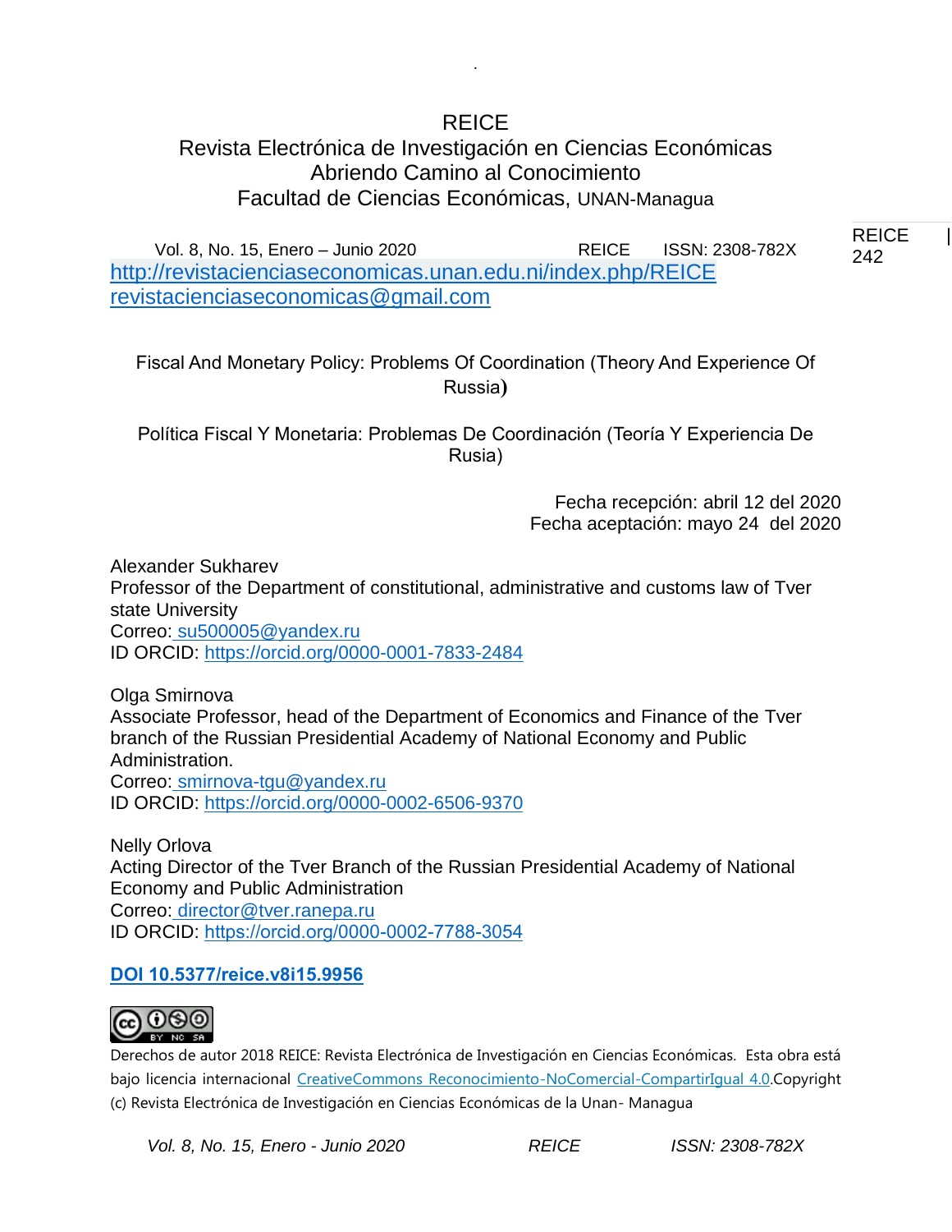REICE

Revista Electrónica de Investigación en Ciencias Económicas

Abriendo Camino al Conocimiento

Facultad de Ciencias Económicas, UNAN-Managua

http://revistacienciaseconomicas.unan.edu.ni/index.php/REICE

revistacienciaseconomicas@gmail.com

# Fiscal And Monetary Policy: Problems Of Coordination (Theory And Experience Of Russia)

# Política Fiscal Y Monetaria: Problemas De Coordinación (Teoría Y Experiencia De Rusia)

Fecha recepción: abril 12 del 2020

Fecha aceptación: mayo 24 del 2020

Alexander Sukharev

Professor of the Department of constitutional, administrative and customs law of Tver state University

Correo: su500005@yandex.ru

ID ORCID: https://orcid.org/0000-0001-7833-2484

Olga Smirnova

Associate Professor, head of the Department of Economics and Finance of the Tver branch of the Russian Presidential Academy of National Economy and Public Administration.

Correo: smirnova-tgu@yandex.ru

ID ORCID: https://orcid.org/0000-0002-6506-9370

Nelly Orlova

Acting Director of the Tver Branch of the Russian Presidential Academy of National Economy and Public Administration

Correo: director@tver.ranepa.ru

ID ORCID: https://orcid.org/0000-0002-7788-3054

**DOI 10.5377/reice.v8i15.9956**

Derechos de autor 2018 REICE: Revista Electrónica de Investigación en Ciencias Económicas. Esta obra está bajo licencia internacional CreativeCommons Reconocimiento-NoComercial-CompartirIgual 4.0.Copyright (c) Revista Electrónica de Investigación en Ciencias Económicas de la Unan- Managua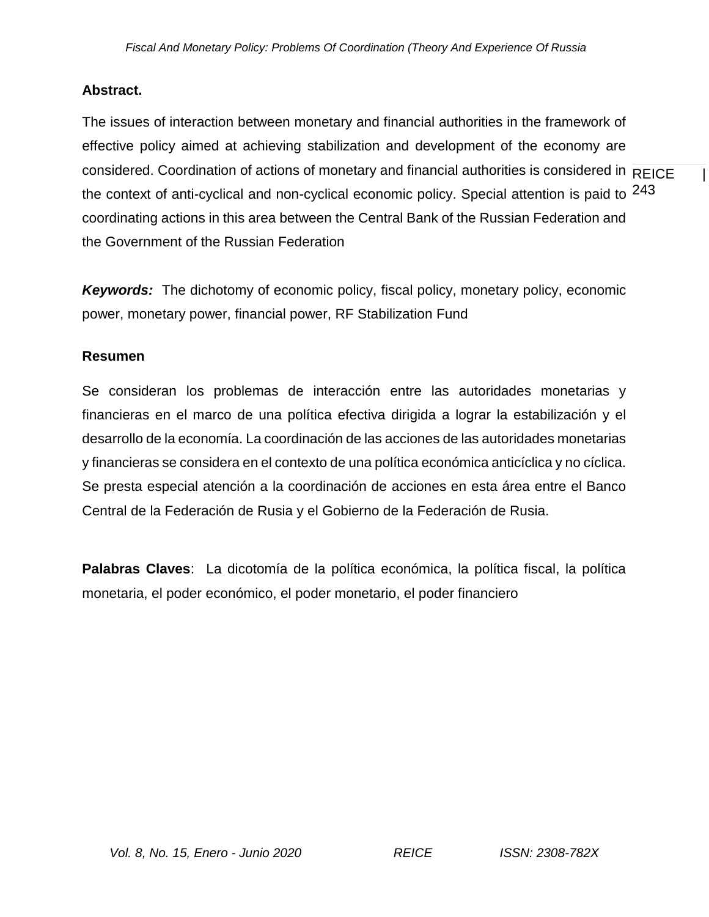**Abstract.**

The issues of interaction between monetary and financial authorities in the framework of effective policy aimed at achieving stabilization and development of the economy are considered. Coordination of actions of monetary and financial authorities is considered in the context of anti-cyclical and non-cyclical economic policy. Special attention is paid to coordinating actions in this area between the Central Bank of the Russian Federation and the Government of the Russian Federation

***Keywords:*** The dichotomy of economic policy, fiscal policy, monetary policy, economic power, monetary power, financial power, RF Stabilization Fund

**Resumen**

Se consideran los problemas de interacción entre las autoridades monetarias y financieras en el marco de una política efectiva dirigida a lograr la estabilización y el desarrollo de la economía. La coordinación de las acciones de las autoridades monetarias y financieras se considera en el contexto de una política económica anticíclica y no cíclica. Se presta especial atención a la coordinación de acciones en esta área entre el Banco Central de la Federación de Rusia y el Gobierno de la Federación de Rusia.

**Palabras Claves**: La dicotomía de la política económica, la política fiscal, la política monetaria, el poder económico, el poder monetario, el poder financiero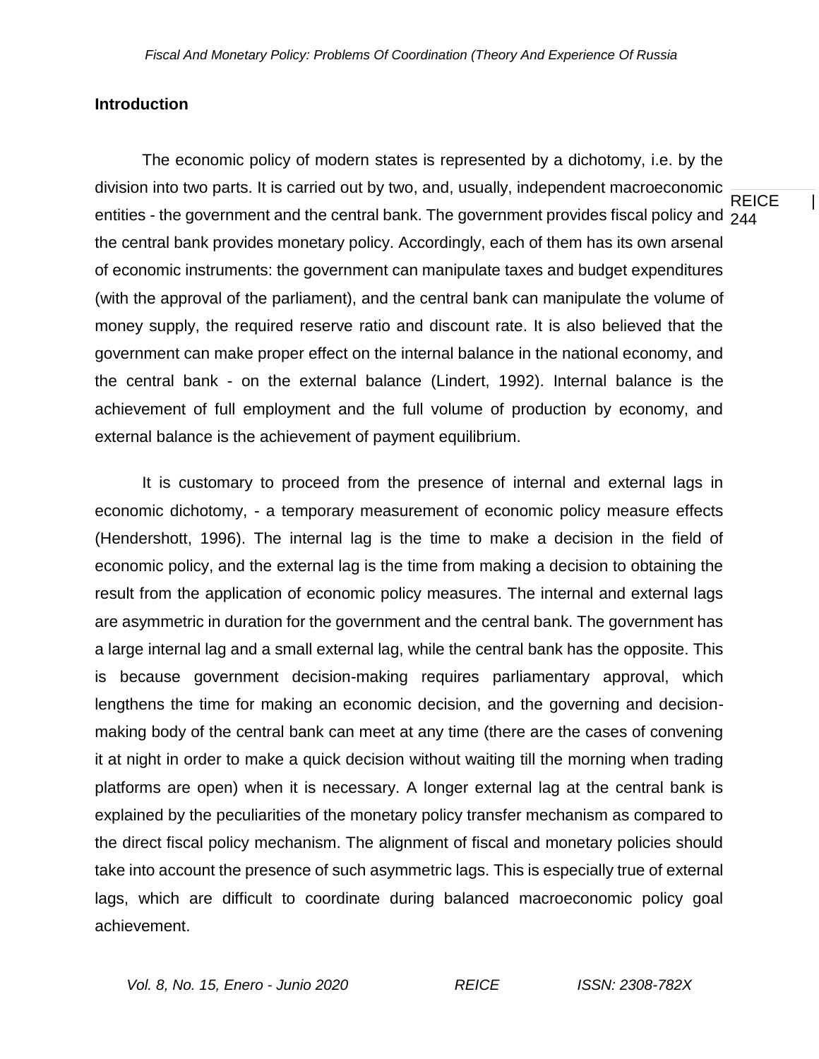## Introduction

The economic policy of modern states is represented by a dichotomy, i.e. by the division into two parts. It is carried out by two, and, usually, independent macroeconomic entities - the government and the central bank. The government provides fiscal policy and the central bank provides monetary policy. Accordingly, each of them has its own arsenal of economic instruments: the government can manipulate taxes and budget expenditures (with the approval of the parliament), and the central bank can manipulate the volume of money supply, the required reserve ratio and discount rate. It is also believed that the government can make proper effect on the internal balance in the national economy, and the central bank - on the external balance (Lindert, 1992). Internal balance is the achievement of full employment and the full volume of production by economy, and external balance is the achievement of payment equilibrium.

It is customary to proceed from the presence of internal and external lags in economic dichotomy, - a temporary measurement of economic policy measure effects (Hendershott, 1996). The internal lag is the time to make a decision in the field of economic policy, and the external lag is the time from making a decision to obtaining the result from the application of economic policy measures. The internal and external lags are asymmetric in duration for the government and the central bank. The government has a large internal lag and a small external lag, while the central bank has the opposite. This is because government decision-making requires parliamentary approval, which lengthens the time for making an economic decision, and the governing and decision-making body of the central bank can meet at any time (there are the cases of convening it at night in order to make a quick decision without waiting till the morning when trading platforms are open) when it is necessary. A longer external lag at the central bank is explained by the peculiarities of the monetary policy transfer mechanism as compared to the direct fiscal policy mechanism. The alignment of fiscal and monetary policies should take into account the presence of such asymmetric lags. This is especially true of external lags, which are difficult to coordinate during balanced macroeconomic policy goal achievement.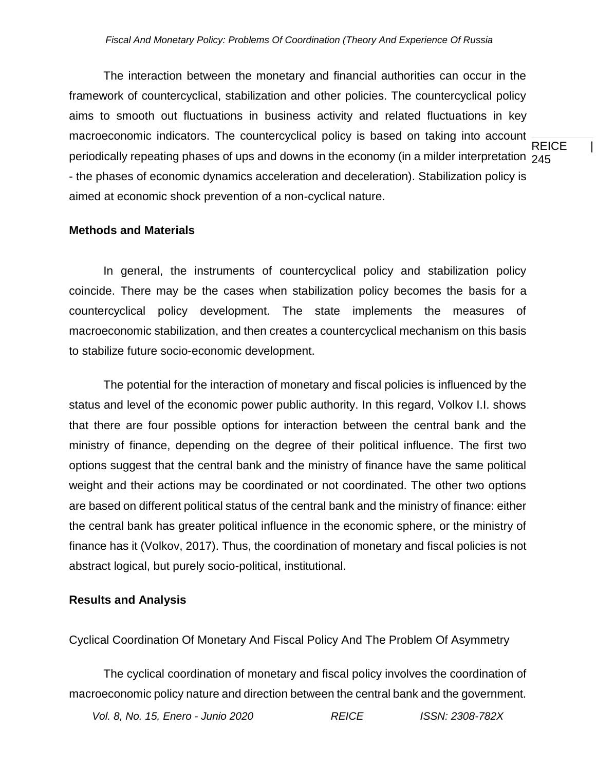The interaction between the monetary and financial authorities can occur in the framework of countercyclical, stabilization and other policies. The countercyclical policy aims to smooth out fluctuations in business activity and related fluctuations in key macroeconomic indicators. The countercyclical policy is based on taking into account periodically repeating phases of ups and downs in the economy (in a milder interpretation - the phases of economic dynamics acceleration and deceleration). Stabilization policy is aimed at economic shock prevention of a non-cyclical nature.

## Methods and Materials

In general, the instruments of countercyclical policy and stabilization policy coincide. There may be the cases when stabilization policy becomes the basis for a countercyclical policy development. The state implements the measures of macroeconomic stabilization, and then creates a countercyclical mechanism on this basis to stabilize future socio-economic development.

The potential for the interaction of monetary and fiscal policies is influenced by the status and level of the economic power public authority. In this regard, Volkov I.I. shows that there are four possible options for interaction between the central bank and the ministry of finance, depending on the degree of their political influence. The first two options suggest that the central bank and the ministry of finance have the same political weight and their actions may be coordinated or not coordinated. The other two options are based on different political status of the central bank and the ministry of finance: either the central bank has greater political influence in the economic sphere, or the ministry of finance has it (Volkov, 2017). Thus, the coordination of monetary and fiscal policies is not abstract logical, but purely socio-political, institutional.

## Results and Analysis

### Cyclical Coordination Of Monetary And Fiscal Policy And The Problem Of Asymmetry

The cyclical coordination of monetary and fiscal policy involves the coordination of macroeconomic policy nature and direction between the central bank and the government.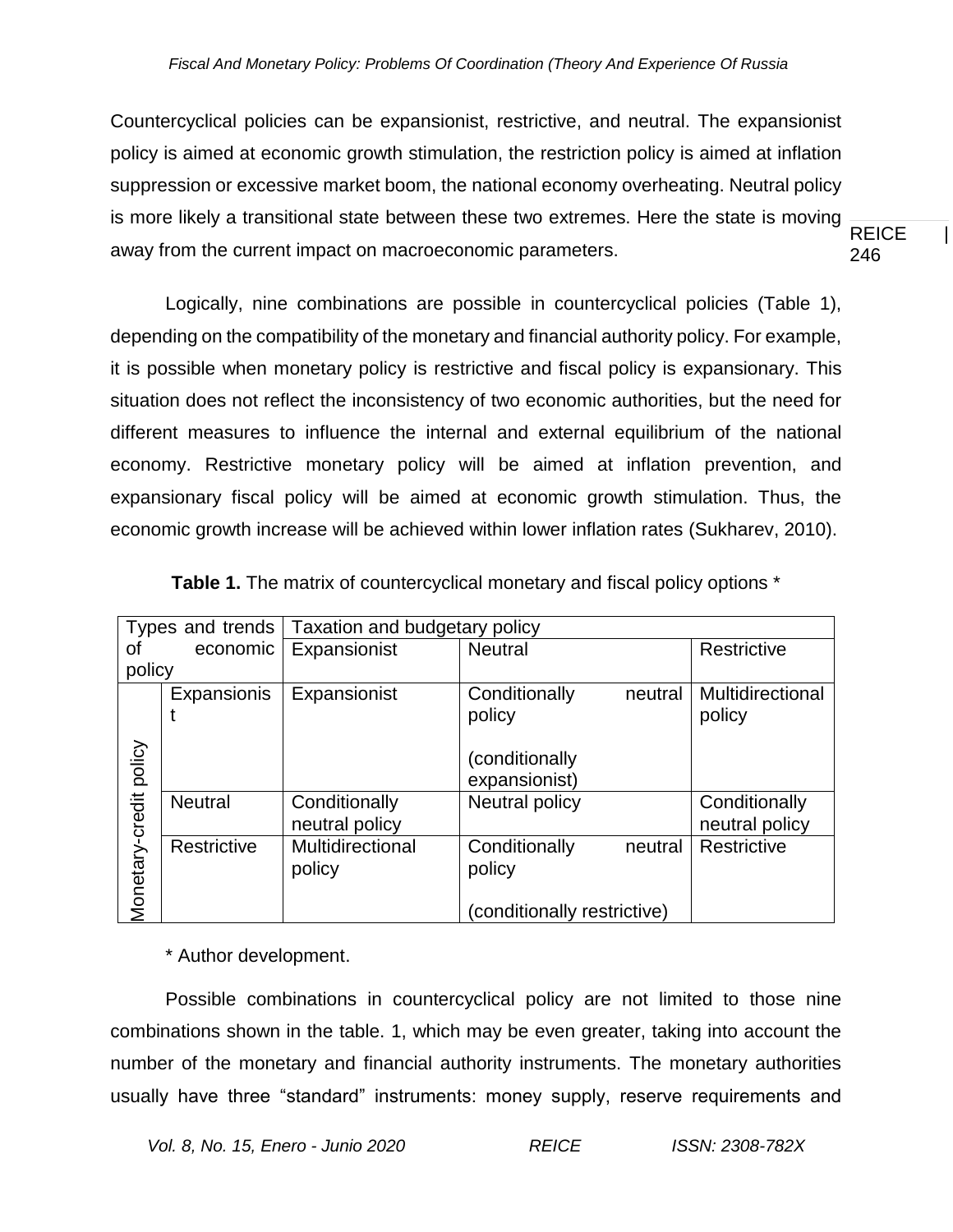Countercyclical policies can be expansionist, restrictive, and neutral. The expansionist policy is aimed at economic growth stimulation, the restriction policy is aimed at inflation suppression or excessive market boom, the national economy overheating. Neutral policy is more likely a transitional state between these two extremes. Here the state is moving away from the current impact on macroeconomic parameters.

Logically, nine combinations are possible in countercyclical policies (Table 1), depending on the compatibility of the monetary and financial authority policy. For example, it is possible when monetary policy is restrictive and fiscal policy is expansionary. This situation does not reflect the inconsistency of two economic authorities, but the need for different measures to influence the internal and external equilibrium of the national economy. Restrictive monetary policy will be aimed at inflation prevention, and expansionary fiscal policy will be aimed at economic growth stimulation. Thus, the economic growth increase will be achieved within lower inflation rates (Sukharev, 2010).

**Table 1.** The matrix of countercyclical monetary and fiscal policy options *

| Types and trends of economic policy | | Taxation and budgetary policy | | |
|---|---|---|---|---|
| | | Expansionist | Neutral | Restrictive |
| Monetary-credit policy | Expansionist | Expansionist | Conditionally neutral policy (conditionally expansionist) | Multidirectional policy |
| | Neutral | Conditionally neutral policy | Neutral policy | Conditionally neutral policy |
| | Restrictive | Multidirectional policy | Conditionally neutral policy (conditionally restrictive) | Restrictive |

\* Author development.

Possible combinations in countercyclical policy are not limited to those nine combinations shown in the table. 1, which may be even greater, taking into account the number of the monetary and financial authority instruments. The monetary authorities usually have three "standard" instruments: money supply, reserve requirements and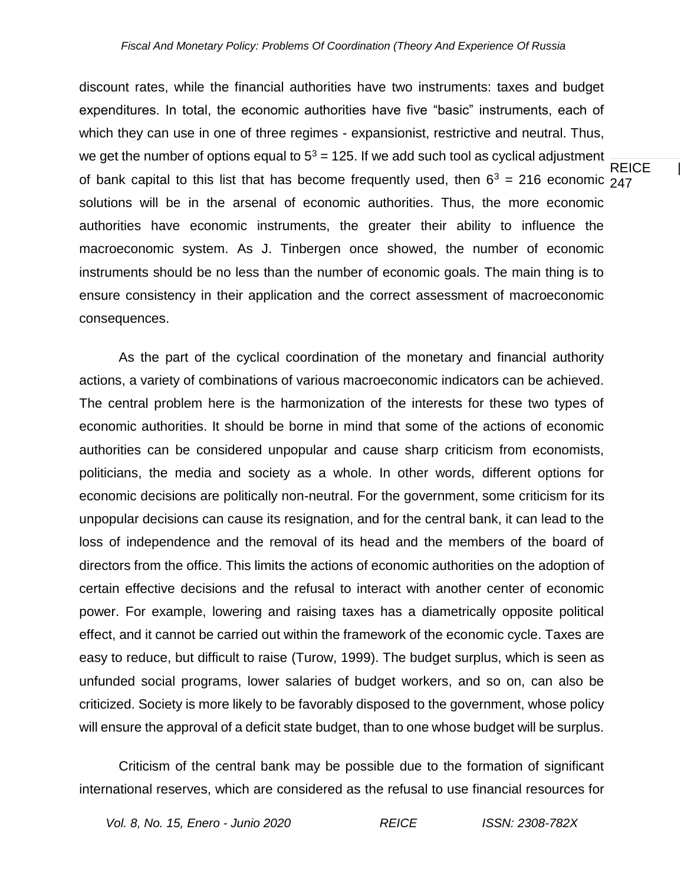discount rates, while the financial authorities have two instruments: taxes and budget expenditures. In total, the economic authorities have five “basic” instruments, each of which they can use in one of three regimes - expansionist, restrictive and neutral. Thus, we get the number of options equal to $5^3 = 125$. If we add such tool as cyclical adjustment of bank capital to this list that has become frequently used, then $6^3 = 216$ economic solutions will be in the arsenal of economic authorities. Thus, the more economic authorities have economic instruments, the greater their ability to influence the macroeconomic system. As J. Tinbergen once showed, the number of economic instruments should be no less than the number of economic goals. The main thing is to ensure consistency in their application and the correct assessment of macroeconomic consequences.

As the part of the cyclical coordination of the monetary and financial authority actions, a variety of combinations of various macroeconomic indicators can be achieved. The central problem here is the harmonization of the interests for these two types of economic authorities. It should be borne in mind that some of the actions of economic authorities can be considered unpopular and cause sharp criticism from economists, politicians, the media and society as a whole. In other words, different options for economic decisions are politically non-neutral. For the government, some criticism for its unpopular decisions can cause its resignation, and for the central bank, it can lead to the loss of independence and the removal of its head and the members of the board of directors from the office. This limits the actions of economic authorities on the adoption of certain effective decisions and the refusal to interact with another center of economic power. For example, lowering and raising taxes has a diametrically opposite political effect, and it cannot be carried out within the framework of the economic cycle. Taxes are easy to reduce, but difficult to raise (Turow, 1999). The budget surplus, which is seen as unfunded social programs, lower salaries of budget workers, and so on, can also be criticized. Society is more likely to be favorably disposed to the government, whose policy will ensure the approval of a deficit state budget, than to one whose budget will be surplus.

Criticism of the central bank may be possible due to the formation of significant international reserves, which are considered as the refusal to use financial resources for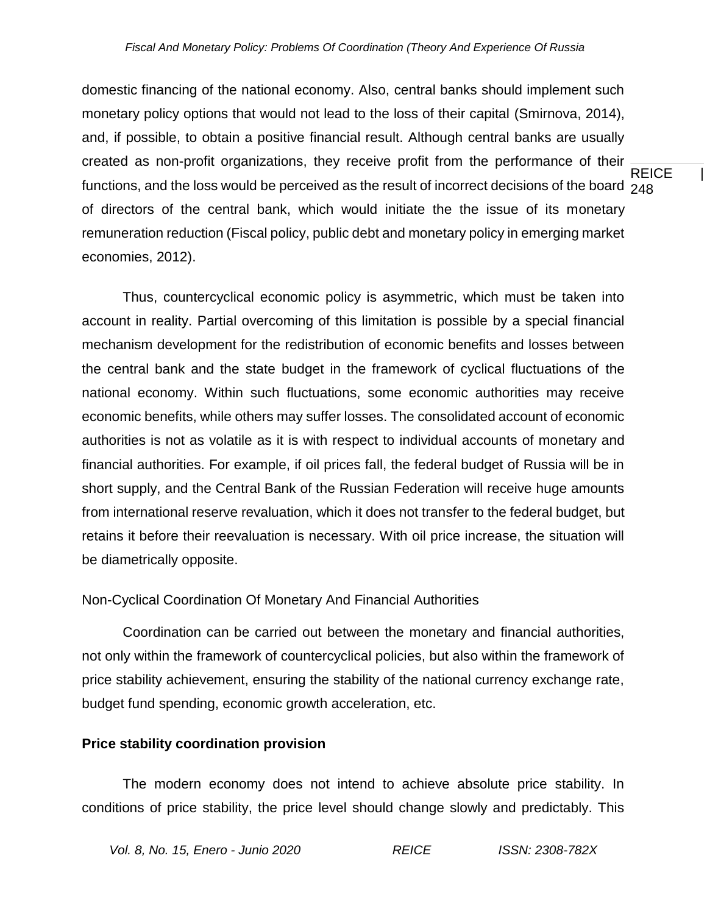domestic financing of the national economy. Also, central banks should implement such monetary policy options that would not lead to the loss of their capital (Smirnova, 2014), and, if possible, to obtain a positive financial result. Although central banks are usually created as non-profit organizations, they receive profit from the performance of their functions, and the loss would be perceived as the result of incorrect decisions of the board of directors of the central bank, which would initiate the the issue of its monetary remuneration reduction (Fiscal policy, public debt and monetary policy in emerging market economies, 2012).

Thus, countercyclical economic policy is asymmetric, which must be taken into account in reality. Partial overcoming of this limitation is possible by a special financial mechanism development for the redistribution of economic benefits and losses between the central bank and the state budget in the framework of cyclical fluctuations of the national economy. Within such fluctuations, some economic authorities may receive economic benefits, while others may suffer losses. The consolidated account of economic authorities is not as volatile as it is with respect to individual accounts of monetary and financial authorities. For example, if oil prices fall, the federal budget of Russia will be in short supply, and the Central Bank of the Russian Federation will receive huge amounts from international reserve revaluation, which it does not transfer to the federal budget, but retains it before their reevaluation is necessary. With oil price increase, the situation will be diametrically opposite.

Non-Cyclical Coordination Of Monetary And Financial Authorities

Coordination can be carried out between the monetary and financial authorities, not only within the framework of countercyclical policies, but also within the framework of price stability achievement, ensuring the stability of the national currency exchange rate, budget fund spending, economic growth acceleration, etc.

**Price stability coordination provision**

The modern economy does not intend to achieve absolute price stability. In conditions of price stability, the price level should change slowly and predictably. This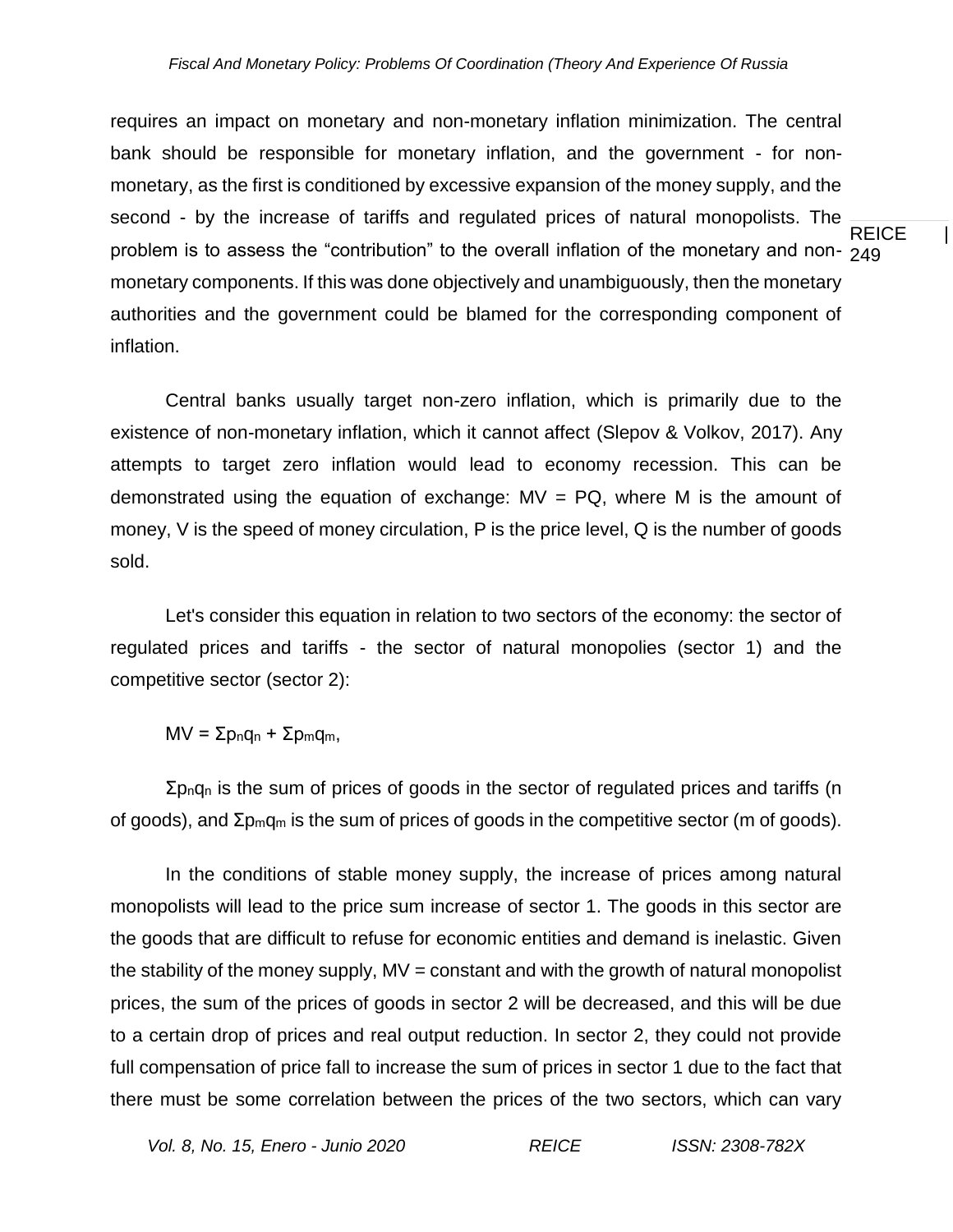requires an impact on monetary and non-monetary inflation minimization. The central bank should be responsible for monetary inflation, and the government - for non-monetary, as the first is conditioned by excessive expansion of the money supply, and the second - by the increase of tariffs and regulated prices of natural monopolists. The problem is to assess the "contribution" to the overall inflation of the monetary and non-monetary components. If this was done objectively and unambiguously, then the monetary authorities and the government could be blamed for the corresponding component of inflation.

Central banks usually target non-zero inflation, which is primarily due to the existence of non-monetary inflation, which it cannot affect (Slepov & Volkov, 2017). Any attempts to target zero inflation would lead to economy recession. This can be demonstrated using the equation of exchange: $MV = PQ$, where M is the amount of money, V is the speed of money circulation, P is the price level, Q is the number of goods sold.

Let's consider this equation in relation to two sectors of the economy: the sector of regulated prices and tariffs - the sector of natural monopolies (sector 1) and the competitive sector (sector 2):

$$MV = \Sigma p_n q_n + \Sigma p_m q_m,$$

$\Sigma p_n q_n$ is the sum of prices of goods in the sector of regulated prices and tariffs (n of goods), and $\Sigma p_m q_m$ is the sum of prices of goods in the competitive sector (m of goods).

In the conditions of stable money supply, the increase of prices among natural monopolists will lead to the price sum increase of sector 1. The goods in this sector are the goods that are difficult to refuse for economic entities and demand is inelastic. Given the stability of the money supply, MV = constant and with the growth of natural monopolist prices, the sum of the prices of goods in sector 2 will be decreased, and this will be due to a certain drop of prices and real output reduction. In sector 2, they could not provide full compensation of price fall to increase the sum of prices in sector 1 due to the fact that there must be some correlation between the prices of the two sectors, which can vary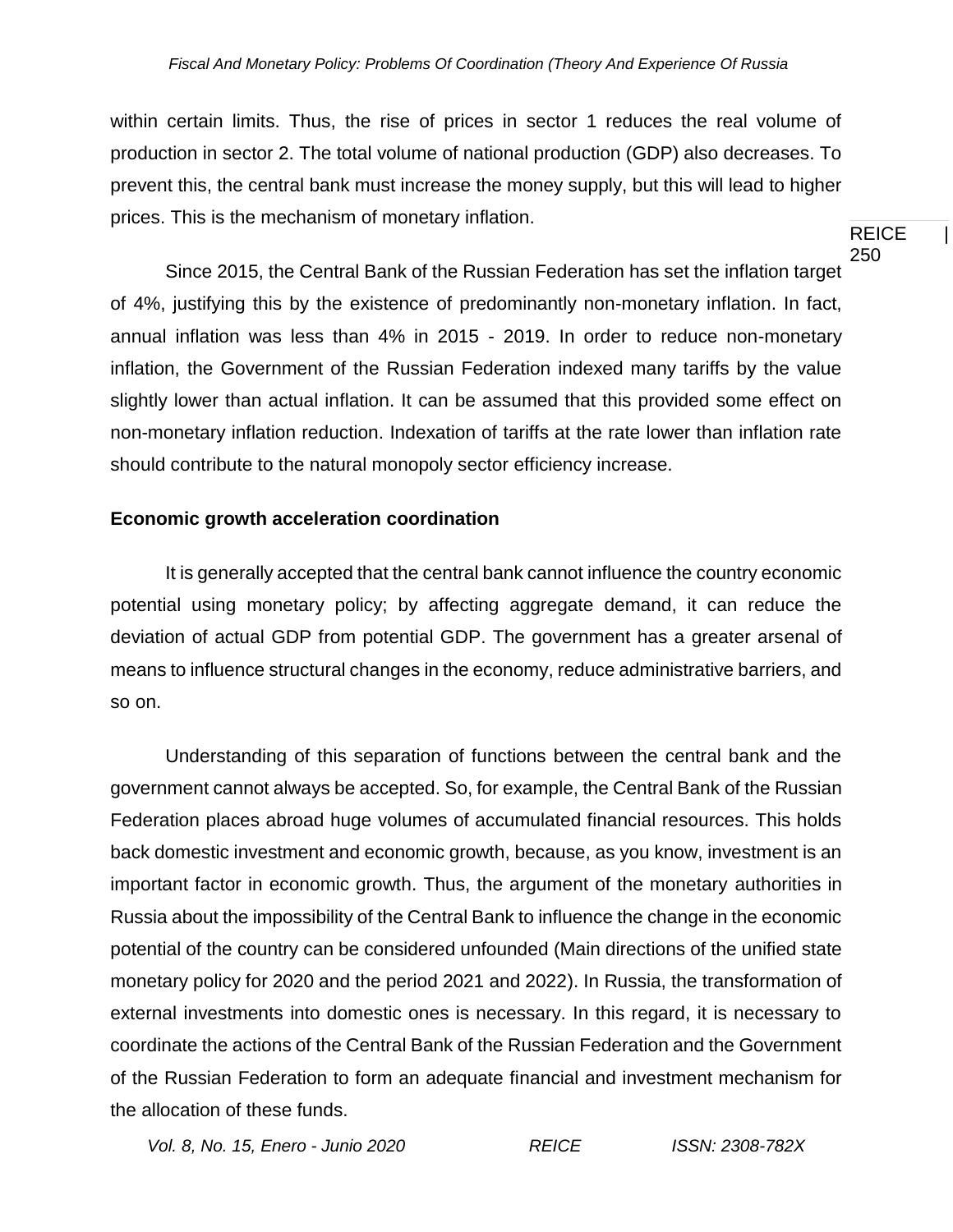within certain limits. Thus, the rise of prices in sector 1 reduces the real volume of production in sector 2. The total volume of national production (GDP) also decreases. To prevent this, the central bank must increase the money supply, but this will lead to higher prices. This is the mechanism of monetary inflation.

Since 2015, the Central Bank of the Russian Federation has set the inflation target of 4%, justifying this by the existence of predominantly non-monetary inflation. In fact, annual inflation was less than 4% in 2015 - 2019. In order to reduce non-monetary inflation, the Government of the Russian Federation indexed many tariffs by the value slightly lower than actual inflation. It can be assumed that this provided some effect on non-monetary inflation reduction. Indexation of tariffs at the rate lower than inflation rate should contribute to the natural monopoly sector efficiency increase.

**Economic growth acceleration coordination**

It is generally accepted that the central bank cannot influence the country economic potential using monetary policy; by affecting aggregate demand, it can reduce the deviation of actual GDP from potential GDP. The government has a greater arsenal of means to influence structural changes in the economy, reduce administrative barriers, and so on.

Understanding of this separation of functions between the central bank and the government cannot always be accepted. So, for example, the Central Bank of the Russian Federation places abroad huge volumes of accumulated financial resources. This holds back domestic investment and economic growth, because, as you know, investment is an important factor in economic growth. Thus, the argument of the monetary authorities in Russia about the impossibility of the Central Bank to influence the change in the economic potential of the country can be considered unfounded (Main directions of the unified state monetary policy for 2020 and the period 2021 and 2022). In Russia, the transformation of external investments into domestic ones is necessary. In this regard, it is necessary to coordinate the actions of the Central Bank of the Russian Federation and the Government of the Russian Federation to form an adequate financial and investment mechanism for the allocation of these funds.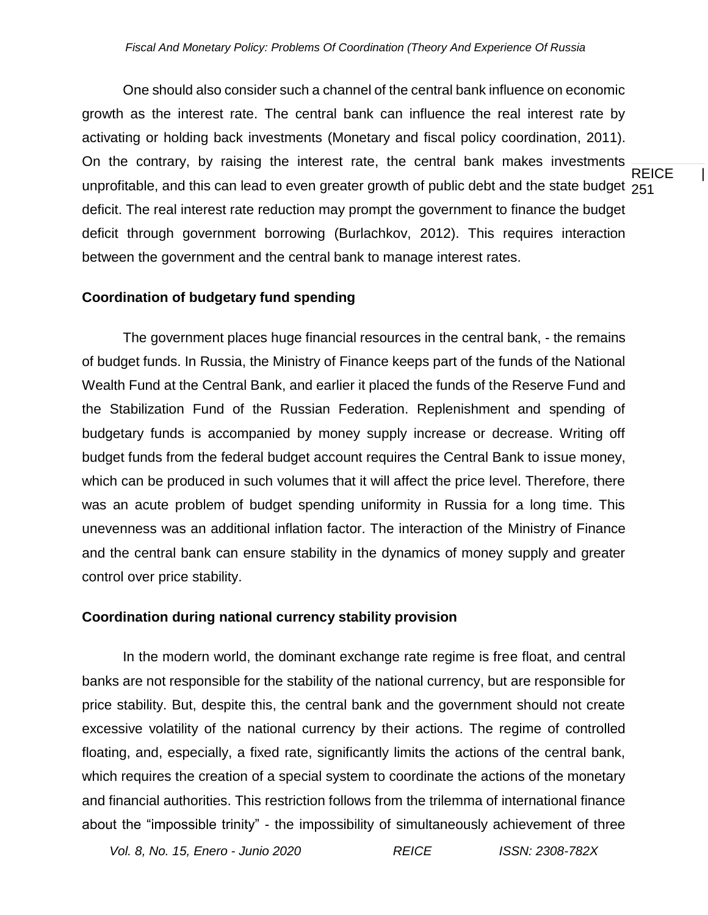One should also consider such a channel of the central bank influence on economic growth as the interest rate. The central bank can influence the real interest rate by activating or holding back investments (Monetary and fiscal policy coordination, 2011). On the contrary, by raising the interest rate, the central bank makes investments unprofitable, and this can lead to even greater growth of public debt and the state budget deficit. The real interest rate reduction may prompt the government to finance the budget deficit through government borrowing (Burlachkov, 2012). This requires interaction between the government and the central bank to manage interest rates.

**Coordination of budgetary fund spending**

The government places huge financial resources in the central bank, - the remains of budget funds. In Russia, the Ministry of Finance keeps part of the funds of the National Wealth Fund at the Central Bank, and earlier it placed the funds of the Reserve Fund and the Stabilization Fund of the Russian Federation. Replenishment and spending of budgetary funds is accompanied by money supply increase or decrease. Writing off budget funds from the federal budget account requires the Central Bank to issue money, which can be produced in such volumes that it will affect the price level. Therefore, there was an acute problem of budget spending uniformity in Russia for a long time. This unevenness was an additional inflation factor. The interaction of the Ministry of Finance and the central bank can ensure stability in the dynamics of money supply and greater control over price stability.

**Coordination during national currency stability provision**

In the modern world, the dominant exchange rate regime is free float, and central banks are not responsible for the stability of the national currency, but are responsible for price stability. But, despite this, the central bank and the government should not create excessive volatility of the national currency by their actions. The regime of controlled floating, and, especially, a fixed rate, significantly limits the actions of the central bank, which requires the creation of a special system to coordinate the actions of the monetary and financial authorities. This restriction follows from the trilemma of international finance about the "impossible trinity" - the impossibility of simultaneously achievement of three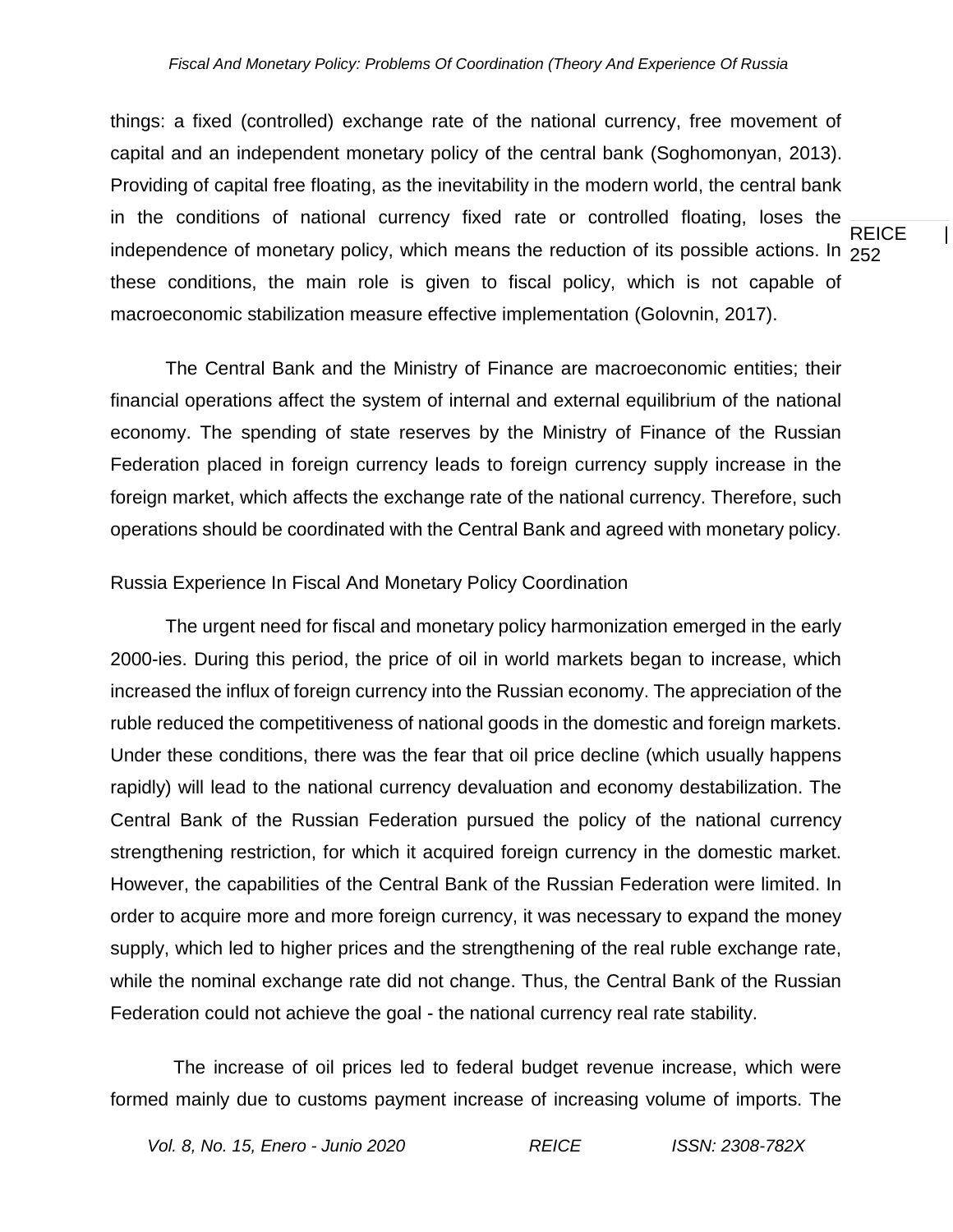things: a fixed (controlled) exchange rate of the national currency, free movement of capital and an independent monetary policy of the central bank (Soghomonyan, 2013). Providing of capital free floating, as the inevitability in the modern world, the central bank in the conditions of national currency fixed rate or controlled floating, loses the independence of monetary policy, which means the reduction of its possible actions. In these conditions, the main role is given to fiscal policy, which is not capable of macroeconomic stabilization measure effective implementation (Golovnin, 2017).

The Central Bank and the Ministry of Finance are macroeconomic entities; their financial operations affect the system of internal and external equilibrium of the national economy. The spending of state reserves by the Ministry of Finance of the Russian Federation placed in foreign currency leads to foreign currency supply increase in the foreign market, which affects the exchange rate of the national currency. Therefore, such operations should be coordinated with the Central Bank and agreed with monetary policy.

## Russia Experience In Fiscal And Monetary Policy Coordination

The urgent need for fiscal and monetary policy harmonization emerged in the early 2000-ies. During this period, the price of oil in world markets began to increase, which increased the influx of foreign currency into the Russian economy. The appreciation of the ruble reduced the competitiveness of national goods in the domestic and foreign markets. Under these conditions, there was the fear that oil price decline (which usually happens rapidly) will lead to the national currency devaluation and economy destabilization. The Central Bank of the Russian Federation pursued the policy of the national currency strengthening restriction, for which it acquired foreign currency in the domestic market. However, the capabilities of the Central Bank of the Russian Federation were limited. In order to acquire more and more foreign currency, it was necessary to expand the money supply, which led to higher prices and the strengthening of the real ruble exchange rate, while the nominal exchange rate did not change. Thus, the Central Bank of the Russian Federation could not achieve the goal - the national currency real rate stability.

The increase of oil prices led to federal budget revenue increase, which were formed mainly due to customs payment increase of increasing volume of imports. The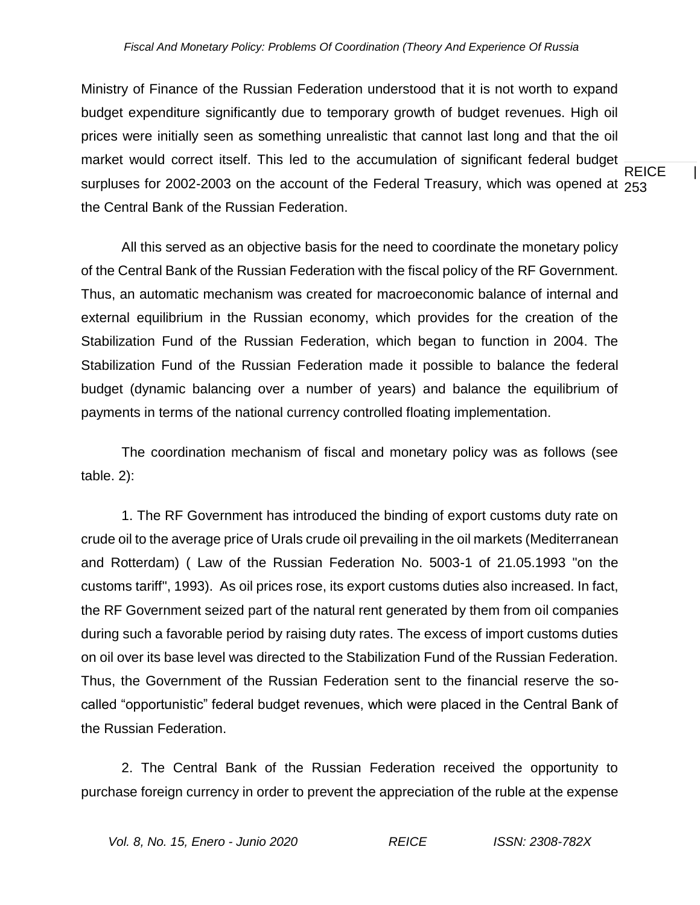Ministry of Finance of the Russian Federation understood that it is not worth to expand budget expenditure significantly due to temporary growth of budget revenues. High oil prices were initially seen as something unrealistic that cannot last long and that the oil market would correct itself. This led to the accumulation of significant federal budget surpluses for 2002-2003 on the account of the Federal Treasury, which was opened at the Central Bank of the Russian Federation.

All this served as an objective basis for the need to coordinate the monetary policy of the Central Bank of the Russian Federation with the fiscal policy of the RF Government. Thus, an automatic mechanism was created for macroeconomic balance of internal and external equilibrium in the Russian economy, which provides for the creation of the Stabilization Fund of the Russian Federation, which began to function in 2004. The Stabilization Fund of the Russian Federation made it possible to balance the federal budget (dynamic balancing over a number of years) and balance the equilibrium of payments in terms of the national currency controlled floating implementation.

The coordination mechanism of fiscal and monetary policy was as follows (see table. 2):

1. The RF Government has introduced the binding of export customs duty rate on crude oil to the average price of Urals crude oil prevailing in the oil markets (Mediterranean and Rotterdam) ( Law of the Russian Federation No. 5003-1 of 21.05.1993 "on the customs tariff", 1993). As oil prices rose, its export customs duties also increased. In fact, the RF Government seized part of the natural rent generated by them from oil companies during such a favorable period by raising duty rates. The excess of import customs duties on oil over its base level was directed to the Stabilization Fund of the Russian Federation. Thus, the Government of the Russian Federation sent to the financial reserve the so-called “opportunistic” federal budget revenues, which were placed in the Central Bank of the Russian Federation.

2. The Central Bank of the Russian Federation received the opportunity to purchase foreign currency in order to prevent the appreciation of the ruble at the expense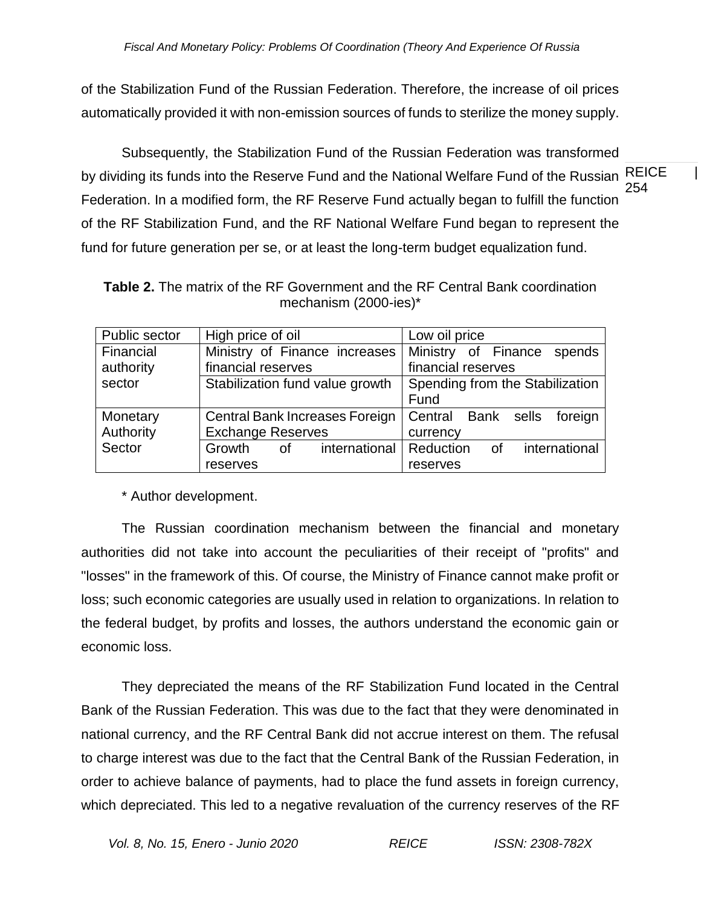of the Stabilization Fund of the Russian Federation. Therefore, the increase of oil prices automatically provided it with non-emission sources of funds to sterilize the money supply.

Subsequently, the Stabilization Fund of the Russian Federation was transformed by dividing its funds into the Reserve Fund and the National Welfare Fund of the Russian Federation. In a modified form, the RF Reserve Fund actually began to fulfill the function of the RF Stabilization Fund, and the RF National Welfare Fund began to represent the fund for future generation per se, or at least the long-term budget equalization fund.

**Table 2.** The matrix of the RF Government and the RF Central Bank coordination mechanism (2000-ies)*

| Public sector | High price of oil | Low oil price |
|---|---|---|
| Financial authority sector | Ministry of Finance increases financial reserves | Ministry of Finance spends financial reserves |
| | Stabilization fund value growth | Spending from the Stabilization Fund |
| Monetary Authority Sector | Central Bank Increases Foreign Exchange Reserves | Central Bank sells foreign currency |
| | Growth of international reserves | Reduction of international reserves |

\* Author development.

The Russian coordination mechanism between the financial and monetary authorities did not take into account the peculiarities of their receipt of "profits" and "losses" in the framework of this. Of course, the Ministry of Finance cannot make profit or loss; such economic categories are usually used in relation to organizations. In relation to the federal budget, by profits and losses, the authors understand the economic gain or economic loss.

They depreciated the means of the RF Stabilization Fund located in the Central Bank of the Russian Federation. This was due to the fact that they were denominated in national currency, and the RF Central Bank did not accrue interest on them. The refusal to charge interest was due to the fact that the Central Bank of the Russian Federation, in order to achieve balance of payments, had to place the fund assets in foreign currency, which depreciated. This led to a negative revaluation of the currency reserves of the RF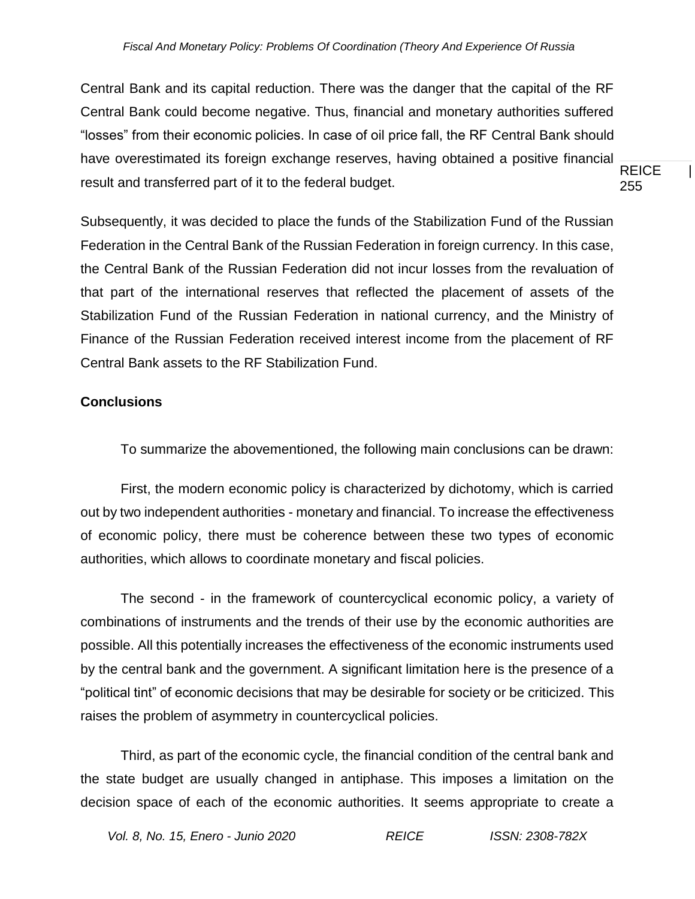Central Bank and its capital reduction. There was the danger that the capital of the RF Central Bank could become negative. Thus, financial and monetary authorities suffered "losses" from their economic policies. In case of oil price fall, the RF Central Bank should have overestimated its foreign exchange reserves, having obtained a positive financial result and transferred part of it to the federal budget.

Subsequently, it was decided to place the funds of the Stabilization Fund of the Russian Federation in the Central Bank of the Russian Federation in foreign currency. In this case, the Central Bank of the Russian Federation did not incur losses from the revaluation of that part of the international reserves that reflected the placement of assets of the Stabilization Fund of the Russian Federation in national currency, and the Ministry of Finance of the Russian Federation received interest income from the placement of RF Central Bank assets to the RF Stabilization Fund.

## Conclusions

To summarize the abovementioned, the following main conclusions can be drawn:

First, the modern economic policy is characterized by dichotomy, which is carried out by two independent authorities - monetary and financial. To increase the effectiveness of economic policy, there must be coherence between these two types of economic authorities, which allows to coordinate monetary and fiscal policies.

The second - in the framework of countercyclical economic policy, a variety of combinations of instruments and the trends of their use by the economic authorities are possible. All this potentially increases the effectiveness of the economic instruments used by the central bank and the government. A significant limitation here is the presence of a "political tint" of economic decisions that may be desirable for society or be criticized. This raises the problem of asymmetry in countercyclical policies.

Third, as part of the economic cycle, the financial condition of the central bank and the state budget are usually changed in antiphase. This imposes a limitation on the decision space of each of the economic authorities. It seems appropriate to create a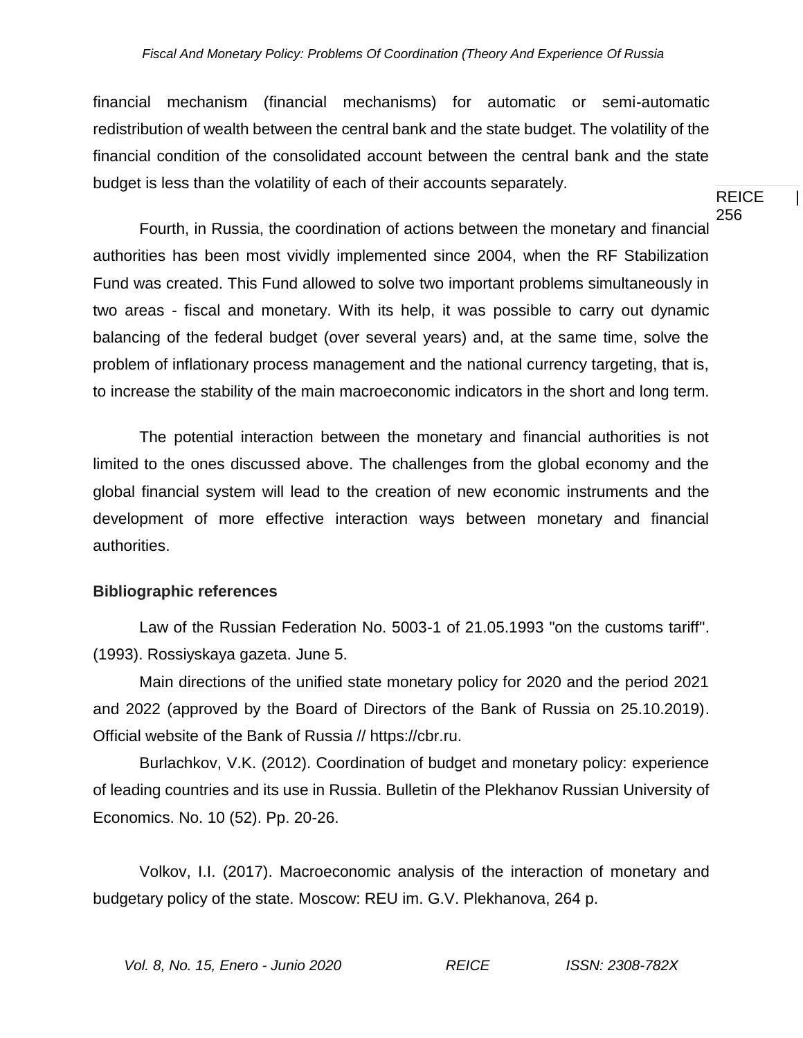financial mechanism (financial mechanisms) for automatic or semi-automatic redistribution of wealth between the central bank and the state budget. The volatility of the financial condition of the consolidated account between the central bank and the state budget is less than the volatility of each of their accounts separately.

Fourth, in Russia, the coordination of actions between the monetary and financial authorities has been most vividly implemented since 2004, when the RF Stabilization Fund was created. This Fund allowed to solve two important problems simultaneously in two areas - fiscal and monetary. With its help, it was possible to carry out dynamic balancing of the federal budget (over several years) and, at the same time, solve the problem of inflationary process management and the national currency targeting, that is, to increase the stability of the main macroeconomic indicators in the short and long term.

The potential interaction between the monetary and financial authorities is not limited to the ones discussed above. The challenges from the global economy and the global financial system will lead to the creation of new economic instruments and the development of more effective interaction ways between monetary and financial authorities.

## Bibliographic references

Law of the Russian Federation No. 5003-1 of 21.05.1993 "on the customs tariff". (1993). Rossiyskaya gazeta. June 5.

Main directions of the unified state monetary policy for 2020 and the period 2021 and 2022 (approved by the Board of Directors of the Bank of Russia on 25.10.2019). Official website of the Bank of Russia // https://cbr.ru.

Burlachkov, V.K. (2012). Coordination of budget and monetary policy: experience of leading countries and its use in Russia. Bulletin of the Plekhanov Russian University of Economics. No. 10 (52). Pp. 20-26.

Volkov, I.I. (2017). Macroeconomic analysis of the interaction of monetary and budgetary policy of the state. Moscow: REU im. G.V. Plekhanova, 264 p.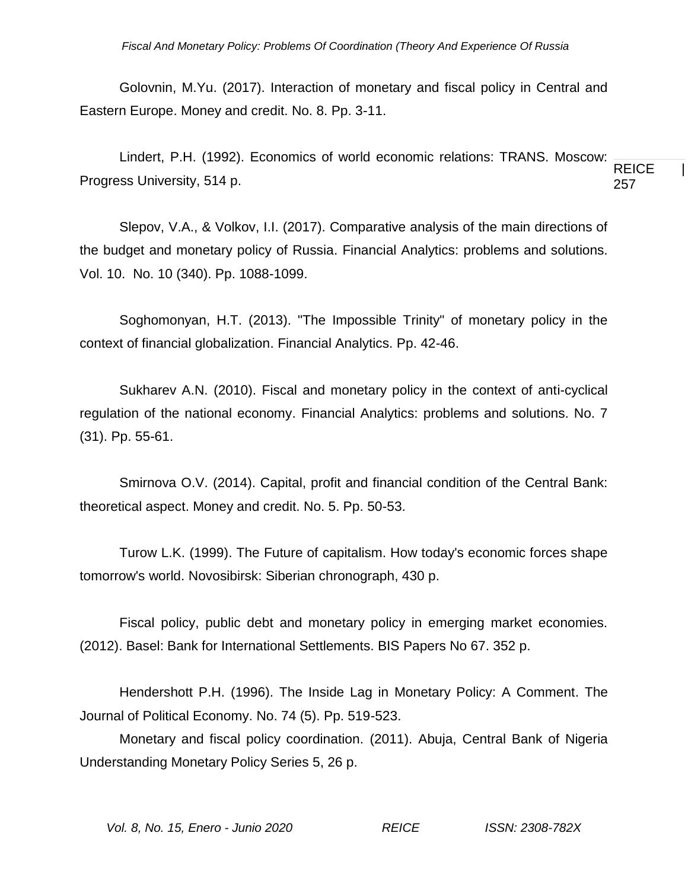Golovnin, M.Yu. (2017). Interaction of monetary and fiscal policy in Central and Eastern Europe. Money and credit. No. 8. Pp. 3-11.

Lindert, P.H. (1992). Economics of world economic relations: TRANS. Moscow: Progress University, 514 p.

Slepov, V.A., & Volkov, I.I. (2017). Comparative analysis of the main directions of the budget and monetary policy of Russia. Financial Analytics: problems and solutions. Vol. 10. No. 10 (340). Pp. 1088-1099.

Soghomonyan, H.T. (2013). "The Impossible Trinity" of monetary policy in the context of financial globalization. Financial Analytics. Pp. 42-46.

Sukharev A.N. (2010). Fiscal and monetary policy in the context of anti-cyclical regulation of the national economy. Financial Analytics: problems and solutions. No. 7 (31). Pp. 55-61.

Smirnova O.V. (2014). Capital, profit and financial condition of the Central Bank: theoretical aspect. Money and credit. No. 5. Pp. 50-53.

Turow L.K. (1999). The Future of capitalism. How today's economic forces shape tomorrow's world. Novosibirsk: Siberian chronograph, 430 p.

Fiscal policy, public debt and monetary policy in emerging market economies. (2012). Basel: Bank for International Settlements. BIS Papers No 67. 352 p.

Hendershott P.H. (1996). The Inside Lag in Monetary Policy: A Comment. The Journal of Political Economy. No. 74 (5). Pp. 519-523.

Monetary and fiscal policy coordination. (2011). Abuja, Central Bank of Nigeria Understanding Monetary Policy Series 5, 26 p.